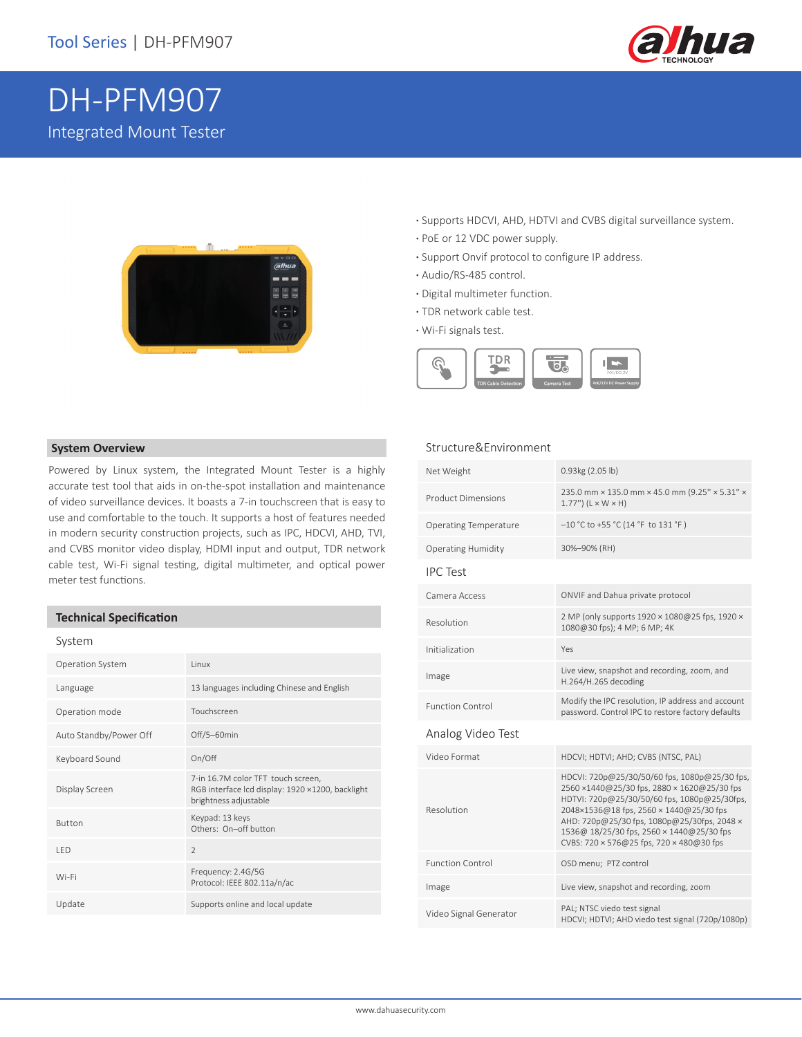# DH-PFM907

Integrated Mount Tester

- Supports HDCVI, AHD, HDTVI and CVBS digital surveillance system.
- PoE or 12 VDC power supply.
- Support Onvif protocol to configure IP address.
- Audio/RS-485 control.
- Digital multimeter function.
- TDR network cable test.
- Wi-Fi signals test.

## System Overview

Powered by Linux system, the Integrated Mount Tester is a highly accurate test tool that aids in on-the-spot installation and maintenance of video surveillance devices. It boasts a 7-in touchscreen that is easy to use and comfortable to the touch. It supports a host of features needed in modern security construction projects, such as IPC, HDCVI, AHD, TVI, and CVBS monitor video display, HDMI input and output, TDR network cable test, Wi-Fi signal testing, digital multimeter, and optical power meter test functions.

## Technical Specification

### System

| | |
|---|---|
| Operation System | Linux |
| Language | 13 languages including Chinese and English |
| Operation mode | Touchscreen |
| Auto Standby/Power Off | Off/5–60min |
| Keyboard Sound | On/Off |
| Display Screen | 7-in 16.7M color TFT touch screen, RGB interface lcd display: 1920 ×1200, backlight brightness adjustable |
| Button | Keypad: 13 keys<br>Others: On–off button |
| LED | 2 |
| Wi-Fi | Frequency: 2.4G/5G<br>Protocol: IEEE 802.11a/n/ac |
| Update | Supports online and local update |

### Structure&Environment

| | |
|---|---|
| Net Weight | 0.93kg (2.05 lb) |
| Product Dimensions | 235.0 mm × 135.0 mm × 45.0 mm (9.25" × 5.31" × 1.77") (L × W × H) |
| Operating Temperature | –10 °C to +55 °C (14 °F to 131 °F ) |
| Operating Humidity | 30%–90% (RH) |

### IPC Test

| | |
|---|---|
| Camera Access | ONVIF and Dahua private protocol |
| Resolution | 2 MP (only supports 1920 × 1080@25 fps, 1920 × 1080@30 fps); 4 MP; 6 MP; 4K |
| Initialization | Yes |
| Image | Live view, snapshot and recording, zoom, and H.264/H.265 decoding |
| Function Control | Modify the IPC resolution, IP address and account password. Control IPC to restore factory defaults |

### Analog Video Test

| | |
|---|---|
| Video Format | HDCVI; HDTVI; AHD; CVBS (NTSC, PAL) |
| Resolution | HDCVI: 720p@25/30/50/60 fps, 1080p@25/30 fps, 2560 ×1440@25/30 fps, 2880 × 1620@25/30 fps<br>HDTVI: 720p@25/30/50/60 fps, 1080p@25/30fps, 2048×1536@18 fps, 2560 × 1440@25/30 fps<br>AHD: 720p@25/30 fps, 1080p@25/30fps, 2048 × 1536@ 18/25/30 fps, 2560 × 1440@25/30 fps<br>CVBS: 720 × 576@25 fps, 720 × 480@30 fps |
| Function Control | OSD menu; PTZ control |
| Image | Live view, snapshot and recording, zoom |
| Video Signal Generator | PAL; NTSC viedo test signal<br>HDCVI; HDTVI; AHD viedo test signal (720p/1080p) |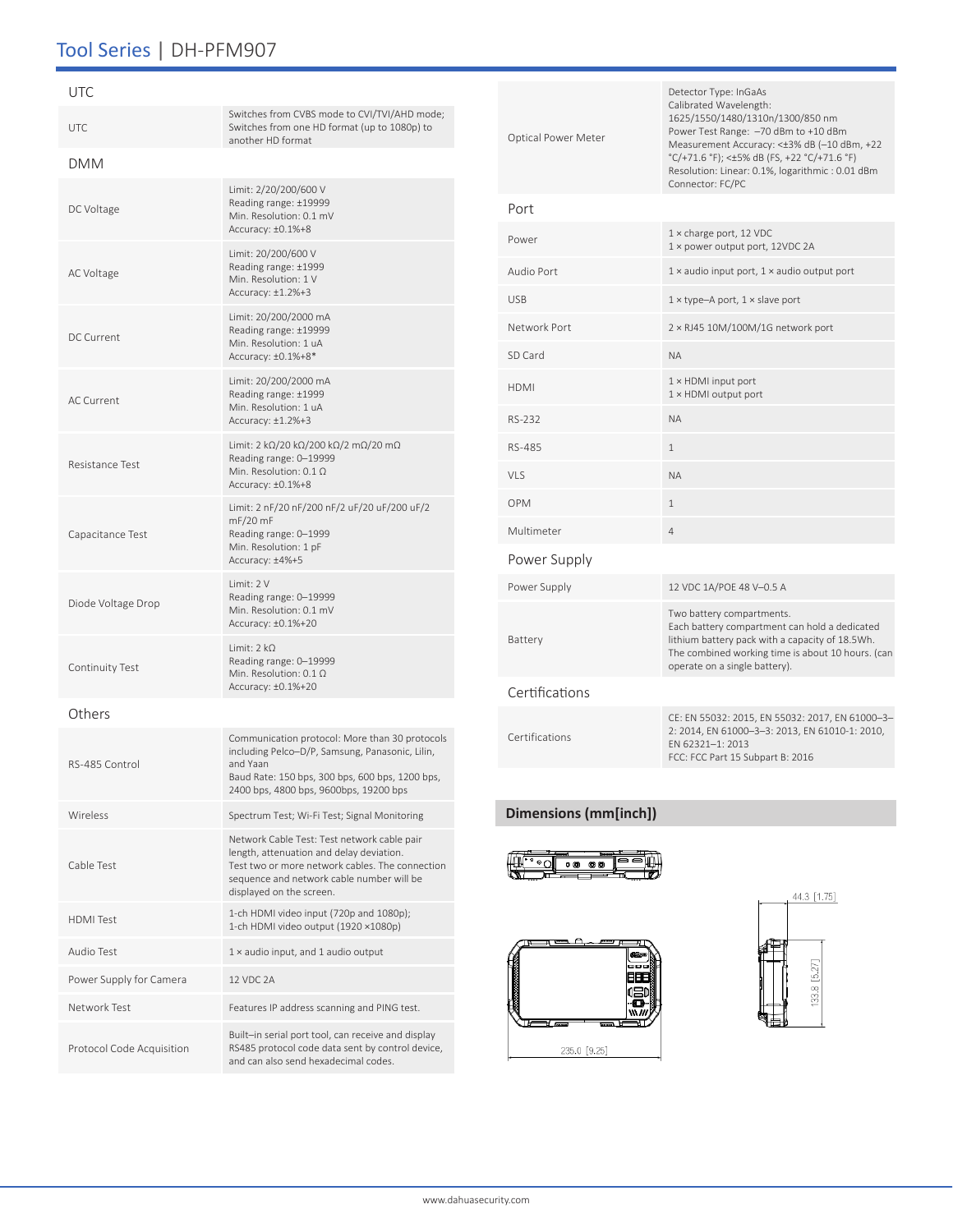## UTC

| | |
|---|---|
| UTC | Switches from CVBS mode to CVI/TVI/AHD mode; Switches from one HD format (up to 1080p) to another HD format |

## DMM

| | |
|---|---|
| DC Voltage | Limit: 2/20/200/600 V<br>Reading range: ±19999<br>Min. Resolution: 0.1 mV<br>Accuracy: ±0.1%+8 |
| AC Voltage | Limit: 20/200/600 V<br>Reading range: ±1999<br>Min. Resolution: 1 V<br>Accuracy: ±1.2%+3 |
| DC Current | Limit: 20/200/2000 mA<br>Reading range: ±19999<br>Min. Resolution: 1 uA<br>Accuracy: ±0.1%+8* |
| AC Current | Limit: 20/200/2000 mA<br>Reading range: ±1999<br>Min. Resolution: 1 uA<br>Accuracy: ±1.2%+3 |
| Resistance Test | Limit: 2 kΩ/20 kΩ/200 kΩ/2 mΩ/20 mΩ<br>Reading range: 0–19999<br>Min. Resolution: 0.1 Ω<br>Accuracy: ±0.1%+8 |
| Capacitance Test | Limit: 2 nF/20 nF/200 nF/2 uF/20 uF/200 uF/2 mF/20 mF<br>Reading range: 0–1999<br>Min. Resolution: 1 pF<br>Accuracy: ±4%+5 |
| Diode Voltage Drop | Limit: 2 V<br>Reading range: 0–19999<br>Min. Resolution: 0.1 mV<br>Accuracy: ±0.1%+20 |
| Continuity Test | Limit: 2 kΩ<br>Reading range: 0–19999<br>Min. Resolution: 0.1 Ω<br>Accuracy: ±0.1%+20 |

## Others

| | |
|---|---|
| RS-485 Control | Communication protocol: More than 30 protocols including Pelco–D/P, Samsung, Panasonic, Lilin, and Yaan<br>Baud Rate: 150 bps, 300 bps, 600 bps, 1200 bps, 2400 bps, 4800 bps, 9600bps, 19200 bps |
| Wireless | Spectrum Test; Wi-Fi Test; Signal Monitoring |
| Cable Test | Network Cable Test: Test network cable pair length, attenuation and delay deviation.<br>Test two or more network cables. The connection sequence and network cable number will be displayed on the screen. |
| HDMI Test | 1-ch HDMI video input (720p and 1080p);<br>1-ch HDMI video output (1920 ×1080p) |
| Audio Test | 1 × audio input, and 1 audio output |
| Power Supply for Camera | 12 VDC 2A |
| Network Test | Features IP address scanning and PING test. |
| Protocol Code Acquisition | Built–in serial port tool, can receive and display RS485 protocol code data sent by control device, and can also send hexadecimal codes. |
| Optical Power Meter | Detector Type: InGaAs<br>Calibrated Wavelength: 1625/1550/1480/1310n/1300/850 nm<br>Power Test Range: –70 dBm to +10 dBm<br>Measurement Accuracy: <±3% dB (–10 dBm, +22 °C/+71.6 °F); <±5% dB (FS, +22 °C/+71.6 °F)<br>Resolution: Linear: 0.1%, logarithmic : 0.01 dBm<br>Connector: FC/PC |

## Port

| | |
|---|---|
| Power | 1 × charge port, 12 VDC<br>1 × power output port, 12VDC 2A |
| Audio Port | 1 × audio input port, 1 × audio output port |
| USB | 1 × type–A port, 1 × slave port |
| Network Port | 2 × RJ45 10M/100M/1G network port |
| SD Card | NA |
| HDMI | 1 × HDMI input port<br>1 × HDMI output port |
| RS-232 | NA |
| RS-485 | 1 |
| VLS | NA |
| OPM | 1 |
| Multimeter | 4 |

## Power Supply

| | |
|---|---|
| Power Supply | 12 VDC 1A/POE 48 V–0.5 A |
| Battery | Two battery compartments.<br>Each battery compartment can hold a dedicated lithium battery pack with a capacity of 18.5Wh.<br>The combined working time is about 10 hours. (can operate on a single battery). |

## Certifications

| | |
|---|---|
| Certifications | CE: EN 55032: 2015, EN 55032: 2017, EN 61000–3–2: 2014, EN 61000–3–3: 2013, EN 61010-1: 2010, EN 62321–1: 2013<br>FCC: FCC Part 15 Subpart B: 2016 |

## Dimensions (mm[inch])

235.0 [9.25]

44.3 [1.75]

133.8 [5.27]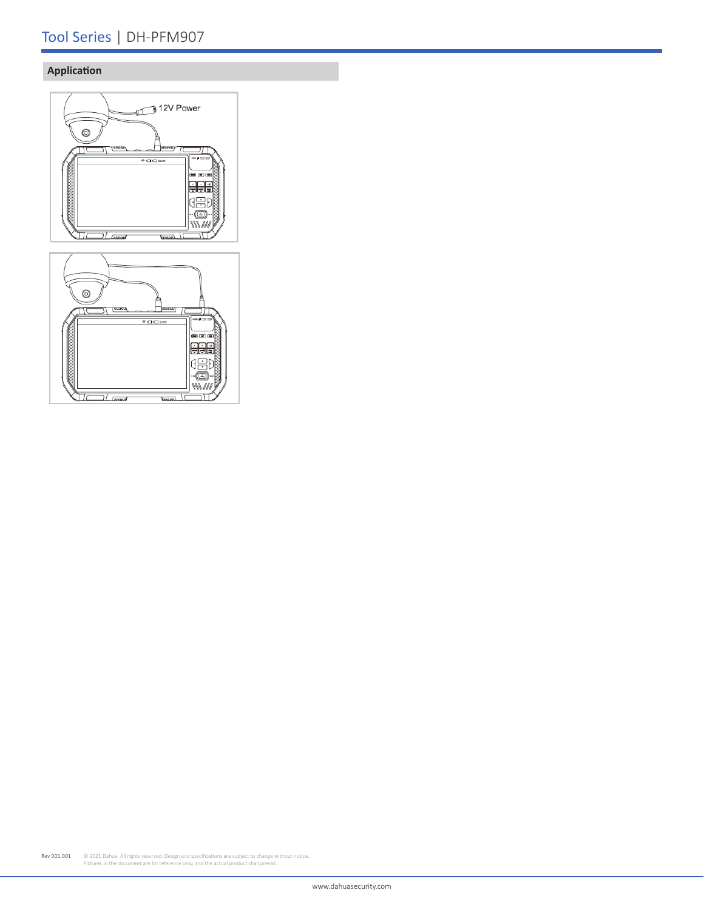## Application

12V Power

Rev 001.001

© 2021 Dahua. All rights reserved. Design and specifications are subject to change without notice.
Pictures in the document are for reference only, and the actual product shall prevail.